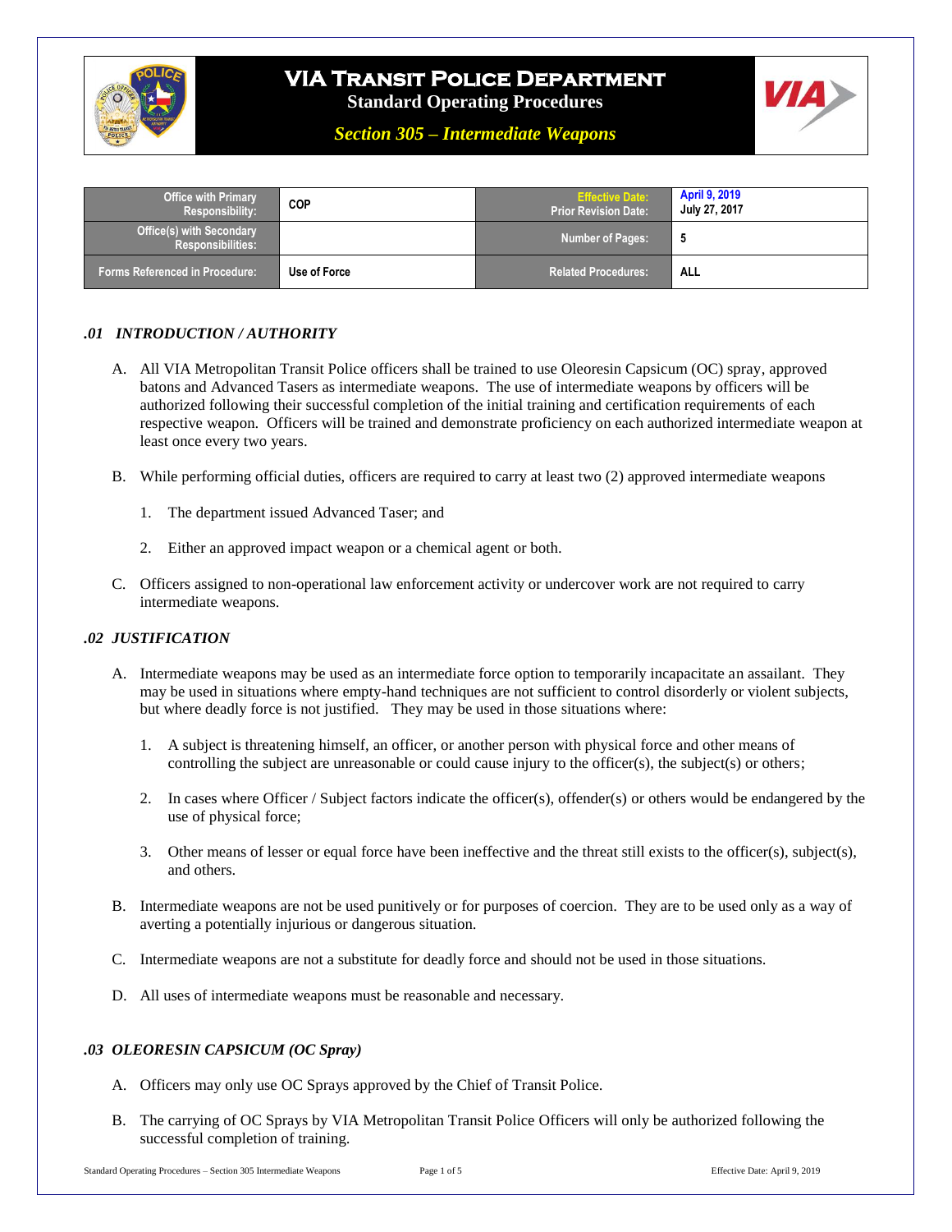# VIA Transit Police Department

**Standard Operating Procedures**

***Section 305 – Intermediate Weapons***

| Office with Primary Responsibility: | COP | Effective Date: Prior Revision Date: | April 9, 2019 July 27, 2017 |
|---|---|---|---|
| Office(s) with Secondary Responsibilities: | | Number of Pages: | 5 |
| Forms Referenced in Procedure: | Use of Force | Related Procedures: | ALL |

### *.01 INTRODUCTION / AUTHORITY*

A. All VIA Metropolitan Transit Police officers shall be trained to use Oleoresin Capsicum (OC) spray, approved batons and Advanced Tasers as intermediate weapons. The use of intermediate weapons by officers will be authorized following their successful completion of the initial training and certification requirements of each respective weapon. Officers will be trained and demonstrate proficiency on each authorized intermediate weapon at least once every two years.

B. While performing official duties, officers are required to carry at least two (2) approved intermediate weapons

1. The department issued Advanced Taser; and

2. Either an approved impact weapon or a chemical agent or both.

C. Officers assigned to non-operational law enforcement activity or undercover work are not required to carry intermediate weapons.

### *.02 JUSTIFICATION*

A. Intermediate weapons may be used as an intermediate force option to temporarily incapacitate an assailant. They may be used in situations where empty-hand techniques are not sufficient to control disorderly or violent subjects, but where deadly force is not justified. They may be used in those situations where:

1. A subject is threatening himself, an officer, or another person with physical force and other means of controlling the subject are unreasonable or could cause injury to the officer(s), the subject(s) or others;

2. In cases where Officer / Subject factors indicate the officer(s), offender(s) or others would be endangered by the use of physical force;

3. Other means of lesser or equal force have been ineffective and the threat still exists to the officer(s), subject(s), and others.

B. Intermediate weapons are not be used punitively or for purposes of coercion. They are to be used only as a way of averting a potentially injurious or dangerous situation.

C. Intermediate weapons are not a substitute for deadly force and should not be used in those situations.

D. All uses of intermediate weapons must be reasonable and necessary.

### *.03 OLEORESIN CAPSICUM (OC Spray)*

A. Officers may only use OC Sprays approved by the Chief of Transit Police.

B. The carrying of OC Sprays by VIA Metropolitan Transit Police Officers will only be authorized following the successful completion of training.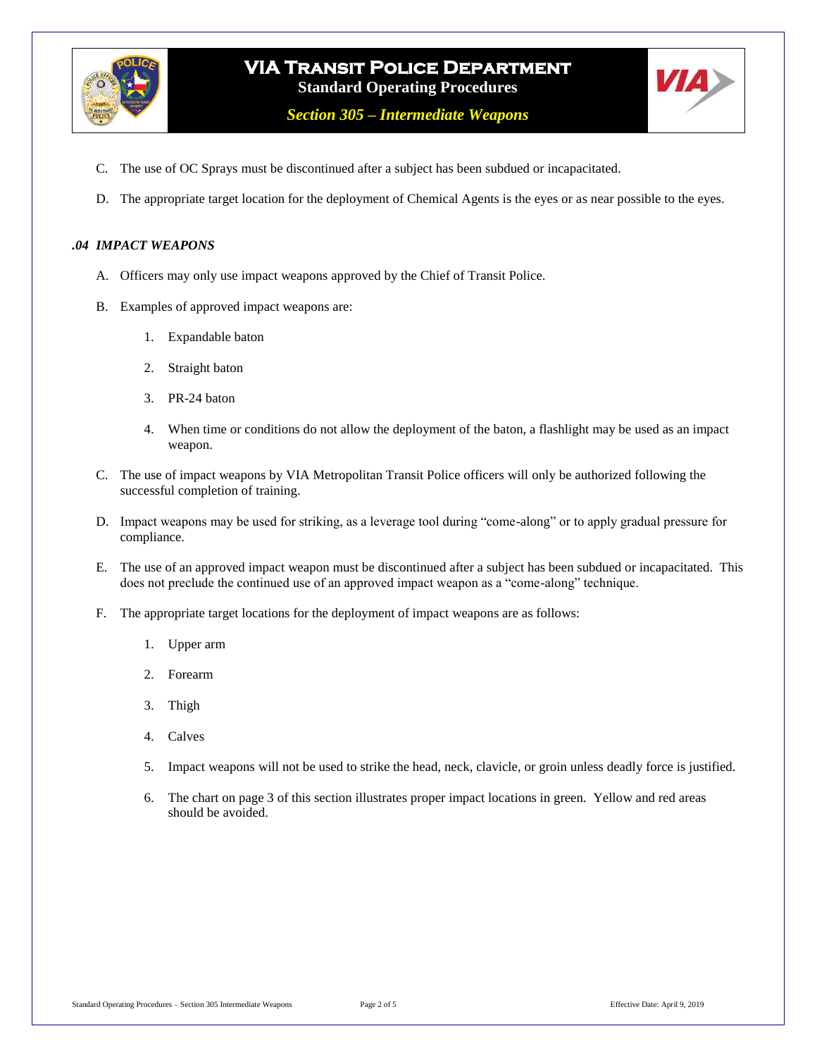C. The use of OC Sprays must be discontinued after a subject has been subdued or incapacitated.

D. The appropriate target location for the deployment of Chemical Agents is the eyes or as near possible to the eyes.

### *.04 IMPACT WEAPONS*

A. Officers may only use impact weapons approved by the Chief of Transit Police.

B. Examples of approved impact weapons are:

   1. Expandable baton

   2. Straight baton

   3. PR-24 baton

   4. When time or conditions do not allow the deployment of the baton, a flashlight may be used as an impact weapon.

C. The use of impact weapons by VIA Metropolitan Transit Police officers will only be authorized following the successful completion of training.

D. Impact weapons may be used for striking, as a leverage tool during "come-along" or to apply gradual pressure for compliance.

E. The use of an approved impact weapon must be discontinued after a subject has been subdued or incapacitated. This does not preclude the continued use of an approved impact weapon as a "come-along" technique.

F. The appropriate target locations for the deployment of impact weapons are as follows:

   1. Upper arm

   2. Forearm

   3. Thigh

   4. Calves

   5. Impact weapons will not be used to strike the head, neck, clavicle, or groin unless deadly force is justified.

   6. The chart on page 3 of this section illustrates proper impact locations in green. Yellow and red areas should be avoided.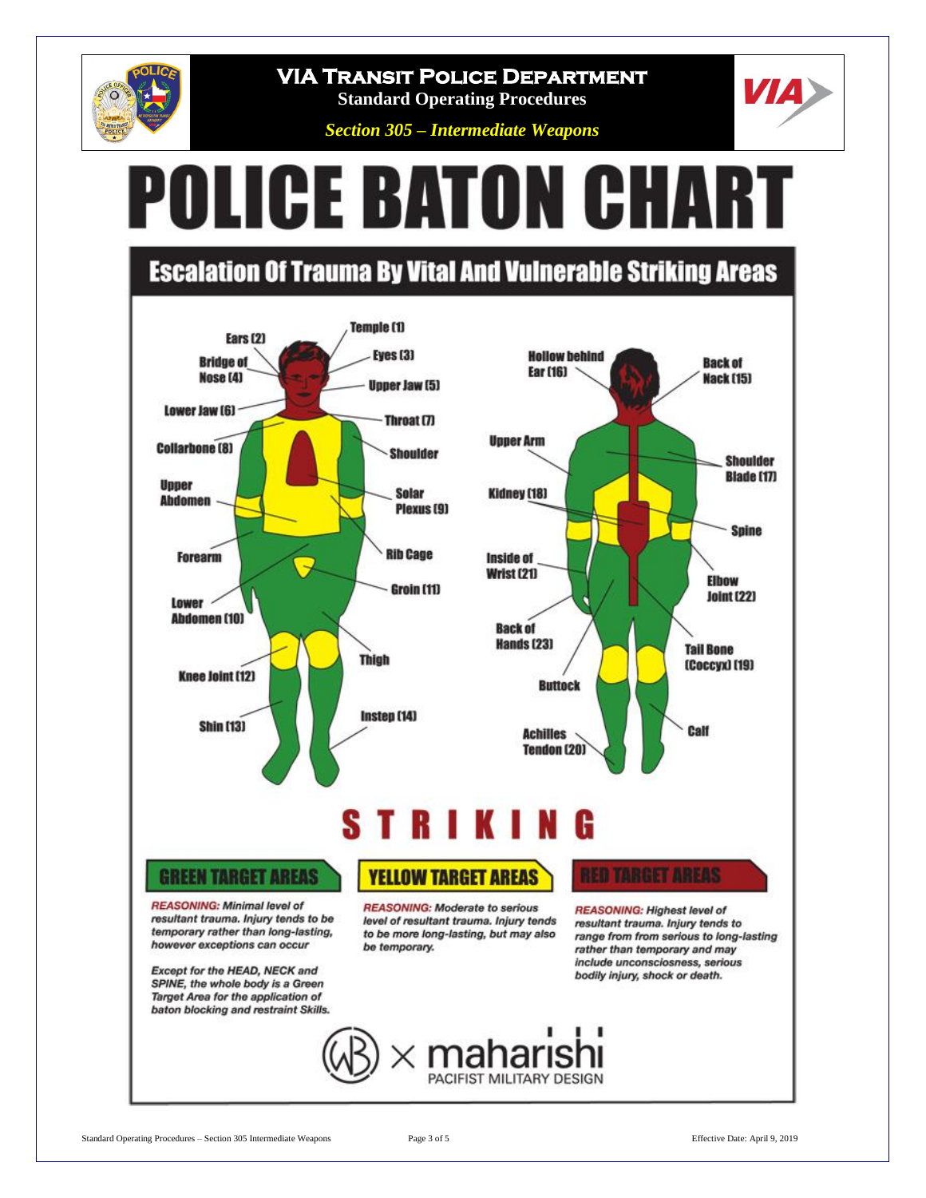# VIA Transit Police Department

**Standard Operating Procedures**

***Section 305 – Intermediate Weapons***

# POLICE BATON CHART

## Escalation Of Trauma By Vital And Vulnerable Striking Areas

Temple (1)
Ears (2)
Eyes (3)
Bridge of Nose (4)
Upper Jaw (5)
Lower Jaw (6)
Throat (7)
Collarbone (8)
Shoulder
Upper Abdomen
Solar Plexus (9)
Forearm
Rib Cage
Groin (11)
Lower Abdomen (10)
Thigh
Knee Joint (12)
Instep (14)
Shin (13)

Hollow behind Ear (16)
Back of Nack (15)
Upper Arm
Shoulder Blade (17)
Kidney (18)
Spine
Inside of Wrist (21)
Elbow Joint (22)
Back of Hands (23)
Tail Bone (Coccyx) (19)
Buttock
Achilles Tendon (20)
Calf

# STRIKING

### GREEN TARGET AREAS

***REASONING:** Minimal level of resultant trauma. Injury tends to be temporary rather than long-lasting, however exceptions can occur*

*Except for the HEAD, NECK and SPINE, the whole body is a Green Target Area for the application of baton blocking and restraint Skills.*

### YELLOW TARGET AREAS

***REASONING:** Moderate to serious level of resultant trauma. Injury tends to be more long-lasting, but may also be temporary.*

### RED TARGET AREAS

***REASONING:** Highest level of resultant trauma. Injury tends to range from from serious to long-lasting rather than temporary and may include unconsciousness, serious bodily injury, shock or death.*

(WB) × maharishi PACIFIST MILITARY DESIGN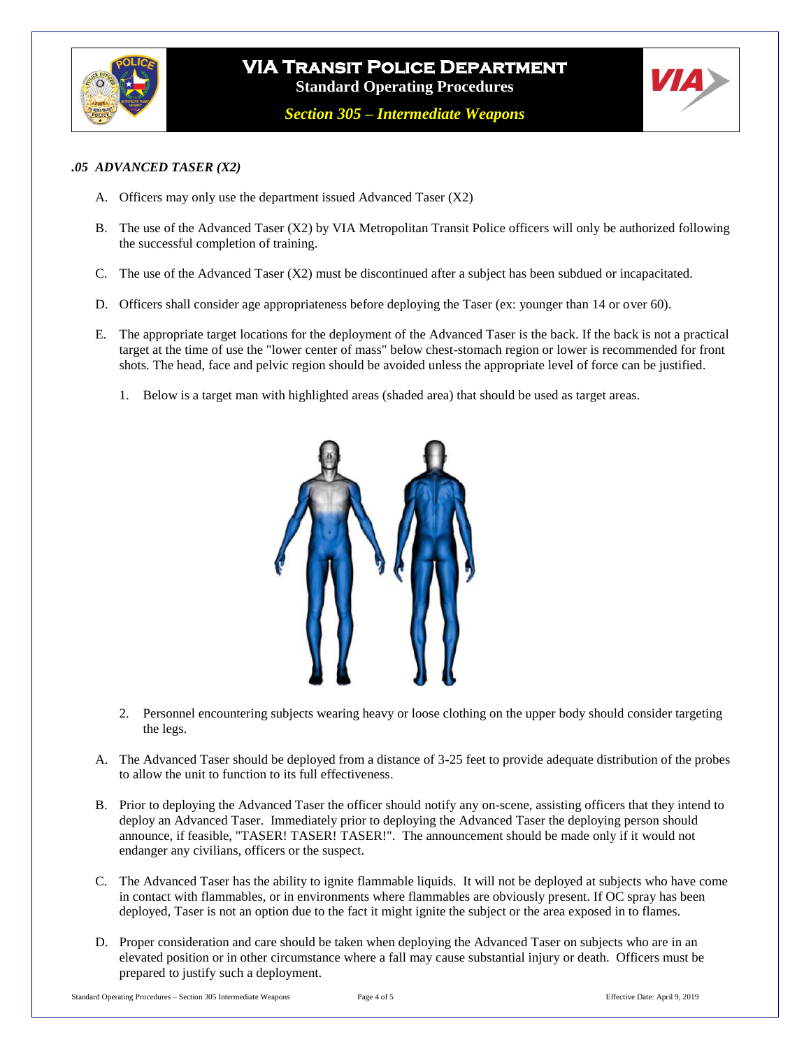### *.05 ADVANCED TASER (X2)*

A. Officers may only use the department issued Advanced Taser (X2)

B. The use of the Advanced Taser (X2) by VIA Metropolitan Transit Police officers will only be authorized following the successful completion of training.

C. The use of the Advanced Taser (X2) must be discontinued after a subject has been subdued or incapacitated.

D. Officers shall consider age appropriateness before deploying the Taser (ex: younger than 14 or over 60).

E. The appropriate target locations for the deployment of the Advanced Taser is the back. If the back is not a practical target at the time of use the "lower center of mass" below chest-stomach region or lower is recommended for front shots. The head, face and pelvic region should be avoided unless the appropriate level of force can be justified.

   1. Below is a target man with highlighted areas (shaded area) that should be used as target areas.

   2. Personnel encountering subjects wearing heavy or loose clothing on the upper body should consider targeting the legs.

A. The Advanced Taser should be deployed from a distance of 3-25 feet to provide adequate distribution of the probes to allow the unit to function to its full effectiveness.

B. Prior to deploying the Advanced Taser the officer should notify any on-scene, assisting officers that they intend to deploy an Advanced Taser. Immediately prior to deploying the Advanced Taser the deploying person should announce, if feasible, "TASER! TASER! TASER!". The announcement should be made only if it would not endanger any civilians, officers or the suspect.

C. The Advanced Taser has the ability to ignite flammable liquids. It will not be deployed at subjects who have come in contact with flammables, or in environments where flammables are obviously present. If OC spray has been deployed, Taser is not an option due to the fact it might ignite the subject or the area exposed in to flames.

D. Proper consideration and care should be taken when deploying the Advanced Taser on subjects who are in an elevated position or in other circumstance where a fall may cause substantial injury or death. Officers must be prepared to justify such a deployment.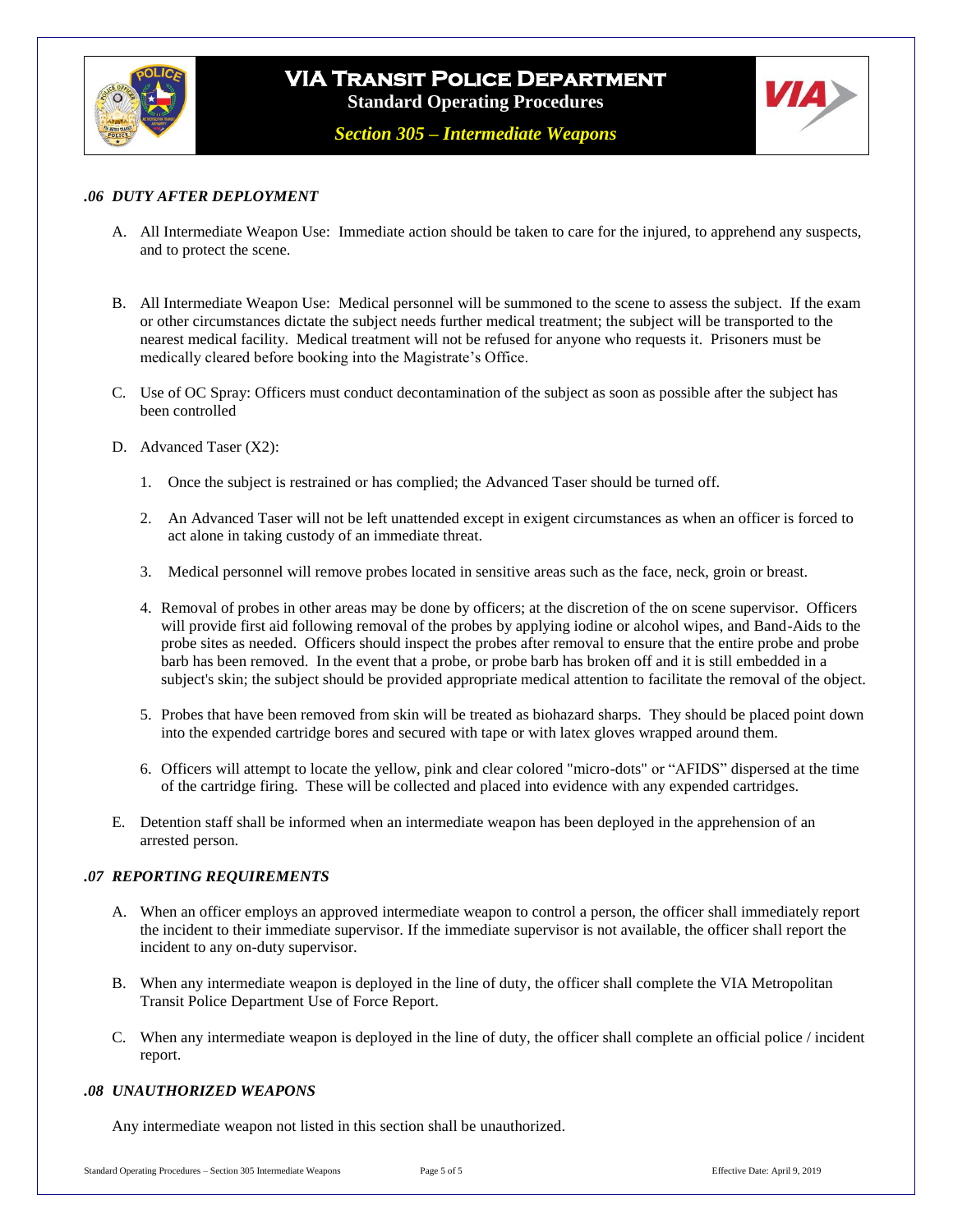### *.06 DUTY AFTER DEPLOYMENT*

A. All Intermediate Weapon Use: Immediate action should be taken to care for the injured, to apprehend any suspects, and to protect the scene.

B. All Intermediate Weapon Use: Medical personnel will be summoned to the scene to assess the subject. If the exam or other circumstances dictate the subject needs further medical treatment; the subject will be transported to the nearest medical facility. Medical treatment will not be refused for anyone who requests it. Prisoners must be medically cleared before booking into the Magistrate's Office.

C. Use of OC Spray: Officers must conduct decontamination of the subject as soon as possible after the subject has been controlled

D. Advanced Taser (X2):

1. Once the subject is restrained or has complied; the Advanced Taser should be turned off.

2. An Advanced Taser will not be left unattended except in exigent circumstances as when an officer is forced to act alone in taking custody of an immediate threat.

3. Medical personnel will remove probes located in sensitive areas such as the face, neck, groin or breast.

4. Removal of probes in other areas may be done by officers; at the discretion of the on scene supervisor. Officers will provide first aid following removal of the probes by applying iodine or alcohol wipes, and Band-Aids to the probe sites as needed. Officers should inspect the probes after removal to ensure that the entire probe and probe barb has been removed. In the event that a probe, or probe barb has broken off and it is still embedded in a subject's skin; the subject should be provided appropriate medical attention to facilitate the removal of the object.

5. Probes that have been removed from skin will be treated as biohazard sharps. They should be placed point down into the expended cartridge bores and secured with tape or with latex gloves wrapped around them.

6. Officers will attempt to locate the yellow, pink and clear colored "micro-dots" or "AFIDS" dispersed at the time of the cartridge firing. These will be collected and placed into evidence with any expended cartridges.

E. Detention staff shall be informed when an intermediate weapon has been deployed in the apprehension of an arrested person.

### *.07 REPORTING REQUIREMENTS*

A. When an officer employs an approved intermediate weapon to control a person, the officer shall immediately report the incident to their immediate supervisor. If the immediate supervisor is not available, the officer shall report the incident to any on-duty supervisor.

B. When any intermediate weapon is deployed in the line of duty, the officer shall complete the VIA Metropolitan Transit Police Department Use of Force Report.

C. When any intermediate weapon is deployed in the line of duty, the officer shall complete an official police / incident report.

### *.08 UNAUTHORIZED WEAPONS*

Any intermediate weapon not listed in this section shall be unauthorized.